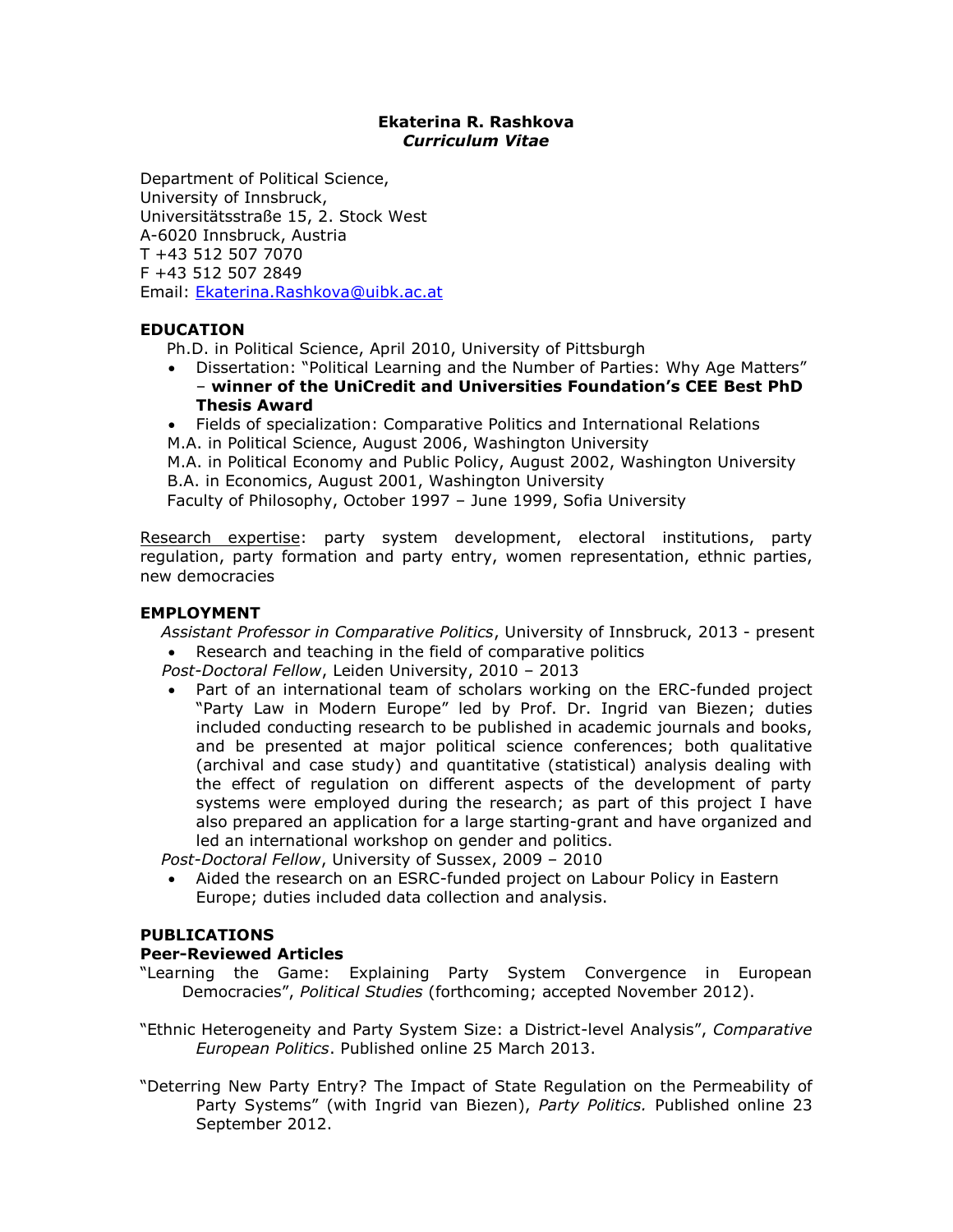# Ekaterina R. Rashkova
## *Curriculum Vitae*

Department of Political Science,
University of Innsbruck,
Universitätsstraße 15, 2. Stock West
A-6020 Innsbruck, Austria
T +43 512 507 7070
F +43 512 507 2849
Email: [Ekaterina.Rashkova@uibk.ac.at](mailto:Ekaterina.Rashkova@uibk.ac.at)

### EDUCATION

Ph.D. in Political Science, April 2010, University of Pittsburgh

- Dissertation: "Political Learning and the Number of Parties: Why Age Matters" – **winner of the UniCredit and Universities Foundation's CEE Best PhD Thesis Award**
- Fields of specialization: Comparative Politics and International Relations

M.A. in Political Science, August 2006, Washington University
M.A. in Political Economy and Public Policy, August 2002, Washington University
B.A. in Economics, August 2001, Washington University
Faculty of Philosophy, October 1997 – June 1999, Sofia University

Research expertise: party system development, electoral institutions, party regulation, party formation and party entry, women representation, ethnic parties, new democracies

### EMPLOYMENT

*Assistant Professor in Comparative Politics*, University of Innsbruck, 2013 - present

- Research and teaching in the field of comparative politics

*Post-Doctoral Fellow*, Leiden University, 2010 – 2013

- Part of an international team of scholars working on the ERC-funded project "Party Law in Modern Europe" led by Prof. Dr. Ingrid van Biezen; duties included conducting research to be published in academic journals and books, and be presented at major political science conferences; both qualitative (archival and case study) and quantitative (statistical) analysis dealing with the effect of regulation on different aspects of the development of party systems were employed during the research; as part of this project I have also prepared an application for a large starting-grant and have organized and led an international workshop on gender and politics.

*Post-Doctoral Fellow*, University of Sussex, 2009 – 2010

- Aided the research on an ESRC-funded project on Labour Policy in Eastern Europe; duties included data collection and analysis.

### PUBLICATIONS

#### Peer-Reviewed Articles

"Learning the Game: Explaining Party System Convergence in European Democracies", *Political Studies* (forthcoming; accepted November 2012).

"Ethnic Heterogeneity and Party System Size: a District-level Analysis", *Comparative European Politics*. Published online 25 March 2013.

"Deterring New Party Entry? The Impact of State Regulation on the Permeability of Party Systems" (with Ingrid van Biezen), *Party Politics.* Published online 23 September 2012.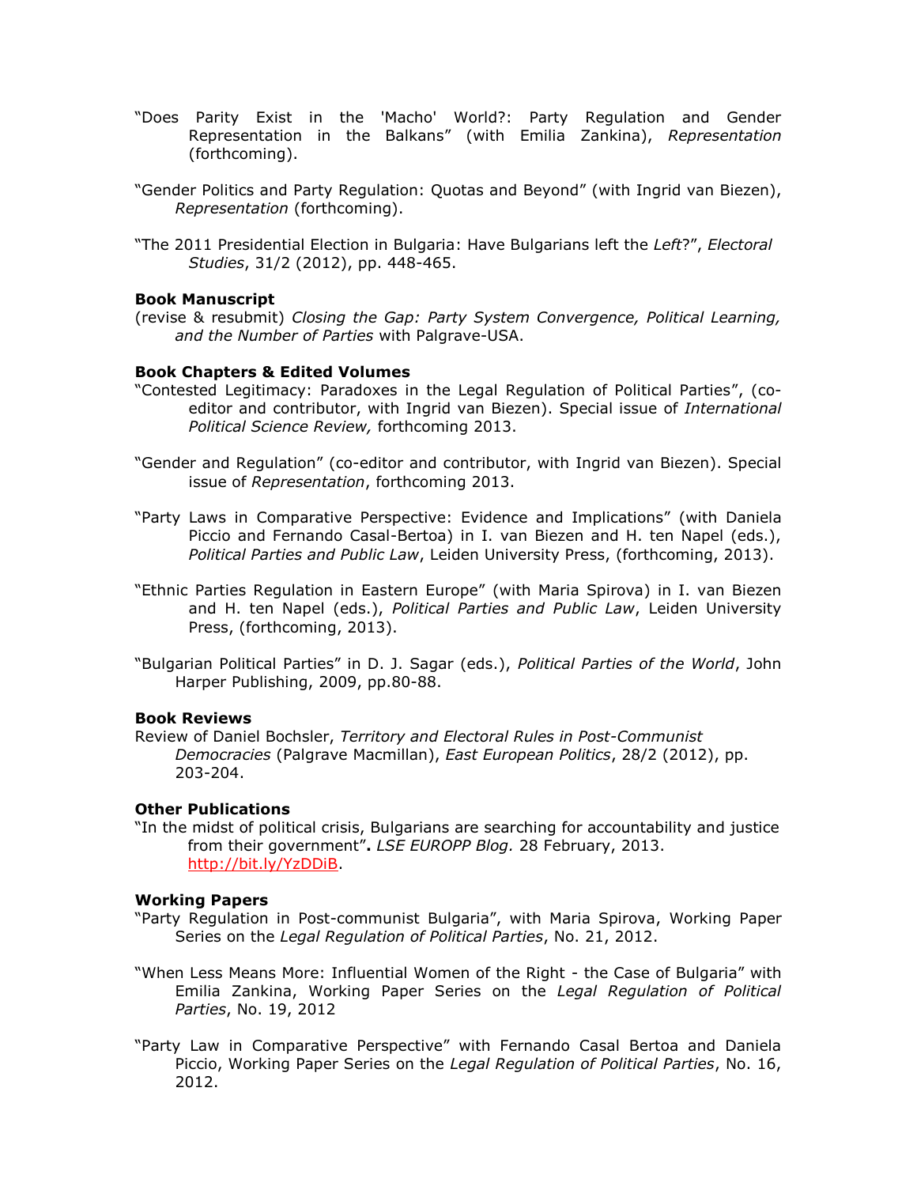"Does Parity Exist in the 'Macho' World?: Party Regulation and Gender Representation in the Balkans" (with Emilia Zankina), *Representation* (forthcoming).

"Gender Politics and Party Regulation: Quotas and Beyond" (with Ingrid van Biezen), *Representation* (forthcoming).

"The 2011 Presidential Election in Bulgaria: Have Bulgarians left the *Left*?", *Electoral Studies*, 31/2 (2012), pp. 448-465.

**Book Manuscript**

(revise & resubmit) *Closing the Gap: Party System Convergence, Political Learning, and the Number of Parties* with Palgrave-USA.

**Book Chapters & Edited Volumes**

"Contested Legitimacy: Paradoxes in the Legal Regulation of Political Parties", (co-editor and contributor, with Ingrid van Biezen). Special issue of *International Political Science Review,* forthcoming 2013.

"Gender and Regulation" (co-editor and contributor, with Ingrid van Biezen). Special issue of *Representation*, forthcoming 2013.

"Party Laws in Comparative Perspective: Evidence and Implications" (with Daniela Piccio and Fernando Casal-Bertoa) in I. van Biezen and H. ten Napel (eds.), *Political Parties and Public Law*, Leiden University Press, (forthcoming, 2013).

"Ethnic Parties Regulation in Eastern Europe" (with Maria Spirova) in I. van Biezen and H. ten Napel (eds.), *Political Parties and Public Law*, Leiden University Press, (forthcoming, 2013).

"Bulgarian Political Parties" in D. J. Sagar (eds.), *Political Parties of the World*, John Harper Publishing, 2009, pp.80-88.

**Book Reviews**

Review of Daniel Bochsler, *Territory and Electoral Rules in Post-Communist Democracies* (Palgrave Macmillan), *East European Politics*, 28/2 (2012), pp. 203-204.

**Other Publications**

"In the midst of political crisis, Bulgarians are searching for accountability and justice from their government"**.** *LSE EUROPP Blog.* 28 February, 2013. http://bit.ly/YzDDiB.

**Working Papers**

"Party Regulation in Post-communist Bulgaria", with Maria Spirova, Working Paper Series on the *Legal Regulation of Political Parties*, No. 21, 2012.

"When Less Means More: Influential Women of the Right - the Case of Bulgaria" with Emilia Zankina, Working Paper Series on the *Legal Regulation of Political Parties*, No. 19, 2012

"Party Law in Comparative Perspective" with Fernando Casal Bertoa and Daniela Piccio, Working Paper Series on the *Legal Regulation of Political Parties*, No. 16, 2012.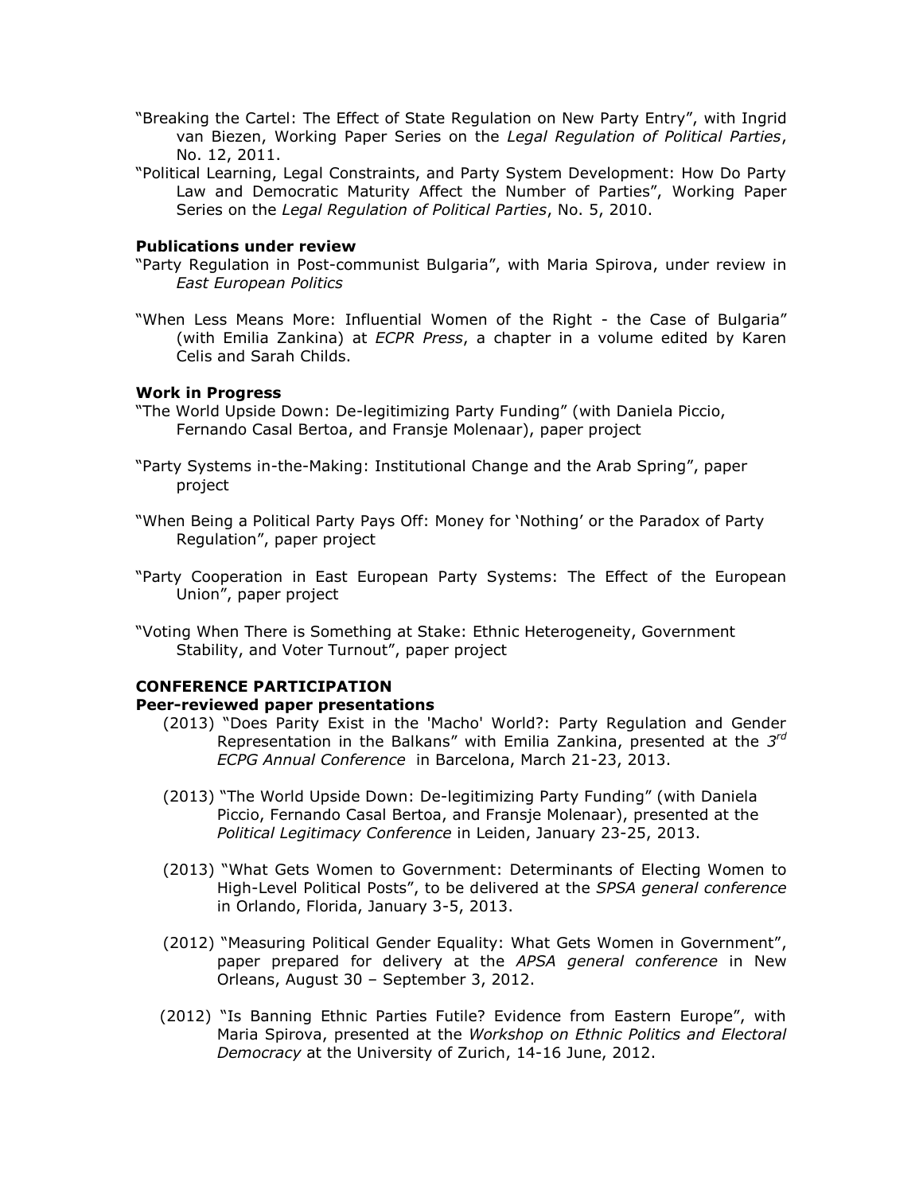"Breaking the Cartel: The Effect of State Regulation on New Party Entry", with Ingrid van Biezen, Working Paper Series on the *Legal Regulation of Political Parties*, No. 12, 2011.

"Political Learning, Legal Constraints, and Party System Development: How Do Party Law and Democratic Maturity Affect the Number of Parties", Working Paper Series on the *Legal Regulation of Political Parties*, No. 5, 2010.

**Publications under review**

"Party Regulation in Post-communist Bulgaria", with Maria Spirova, under review in *East European Politics*

"When Less Means More: Influential Women of the Right - the Case of Bulgaria" (with Emilia Zankina) at *ECPR Press*, a chapter in a volume edited by Karen Celis and Sarah Childs.

**Work in Progress**

"The World Upside Down: De-legitimizing Party Funding" (with Daniela Piccio, Fernando Casal Bertoa, and Fransje Molenaar), paper project

"Party Systems in-the-Making: Institutional Change and the Arab Spring", paper project

"When Being a Political Party Pays Off: Money for 'Nothing' or the Paradox of Party Regulation", paper project

"Party Cooperation in East European Party Systems: The Effect of the European Union", paper project

"Voting When There is Something at Stake: Ethnic Heterogeneity, Government Stability, and Voter Turnout", paper project

**CONFERENCE PARTICIPATION**

**Peer-reviewed paper presentations**

(2013) "Does Parity Exist in the 'Macho' World?: Party Regulation and Gender Representation in the Balkans" with Emilia Zankina, presented at the *3rd ECPG Annual Conference* in Barcelona, March 21-23, 2013.

(2013) "The World Upside Down: De-legitimizing Party Funding" (with Daniela Piccio, Fernando Casal Bertoa, and Fransje Molenaar), presented at the *Political Legitimacy Conference* in Leiden, January 23-25, 2013.

(2013) "What Gets Women to Government: Determinants of Electing Women to High-Level Political Posts", to be delivered at the *SPSA general conference* in Orlando, Florida, January 3-5, 2013.

(2012) "Measuring Political Gender Equality: What Gets Women in Government", paper prepared for delivery at the *APSA general conference* in New Orleans, August 30 – September 3, 2012.

(2012) "Is Banning Ethnic Parties Futile? Evidence from Eastern Europe", with Maria Spirova, presented at the *Workshop on Ethnic Politics and Electoral Democracy* at the University of Zurich, 14-16 June, 2012.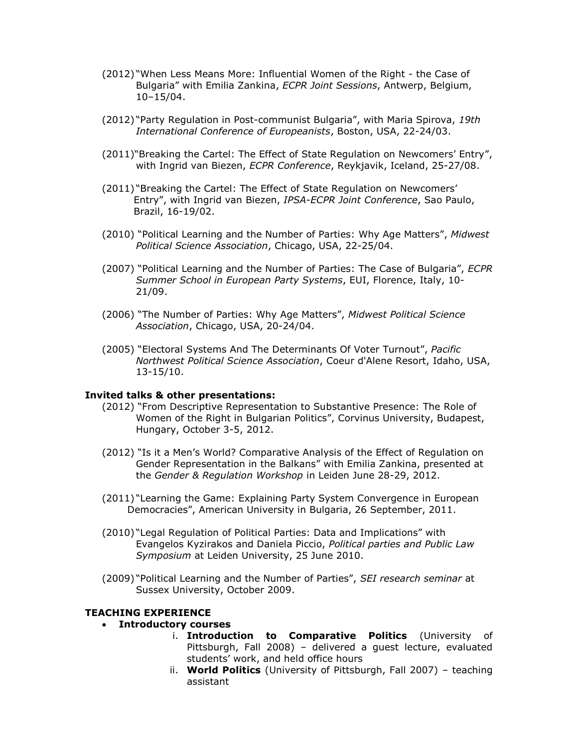- (2012) "When Less Means More: Influential Women of the Right - the Case of Bulgaria" with Emilia Zankina, *ECPR Joint Sessions*, Antwerp, Belgium, 10–15/04.

- (2012) "Party Regulation in Post-communist Bulgaria", with Maria Spirova, *19th International Conference of Europeanists*, Boston, USA, 22-24/03.

- (2011) "Breaking the Cartel: The Effect of State Regulation on Newcomers' Entry", with Ingrid van Biezen, *ECPR Conference*, Reykjavik, Iceland, 25-27/08.

- (2011) "Breaking the Cartel: The Effect of State Regulation on Newcomers' Entry", with Ingrid van Biezen, *IPSA-ECPR Joint Conference*, Sao Paulo, Brazil, 16-19/02.

- (2010) "Political Learning and the Number of Parties: Why Age Matters", *Midwest Political Science Association*, Chicago, USA, 22-25/04.

- (2007) "Political Learning and the Number of Parties: The Case of Bulgaria", *ECPR Summer School in European Party Systems*, EUI, Florence, Italy, 10-21/09.

- (2006) "The Number of Parties: Why Age Matters", *Midwest Political Science Association*, Chicago, USA, 20-24/04.

- (2005) "Electoral Systems And The Determinants Of Voter Turnout", *Pacific Northwest Political Science Association*, Coeur d'Alene Resort, Idaho, USA, 13-15/10.

**Invited talks & other presentations:**

- (2012) "From Descriptive Representation to Substantive Presence: The Role of Women of the Right in Bulgarian Politics", Corvinus University, Budapest, Hungary, October 3-5, 2012.

- (2012) "Is it a Men's World? Comparative Analysis of the Effect of Regulation on Gender Representation in the Balkans" with Emilia Zankina, presented at the *Gender & Regulation Workshop* in Leiden June 28-29, 2012.

- (2011) "Learning the Game: Explaining Party System Convergence in European Democracies", American University in Bulgaria, 26 September, 2011.

- (2010) "Legal Regulation of Political Parties: Data and Implications" with Evangelos Kyzirakos and Daniela Piccio, *Political parties and Public Law Symposium* at Leiden University, 25 June 2010.

- (2009) "Political Learning and the Number of Parties", *SEI research seminar* at Sussex University, October 2009.

## TEACHING EXPERIENCE

- **Introductory courses**
  - i. **Introduction to Comparative Politics** (University of Pittsburgh, Fall 2008) – delivered a guest lecture, evaluated students' work, and held office hours
  - ii. **World Politics** (University of Pittsburgh, Fall 2007) – teaching assistant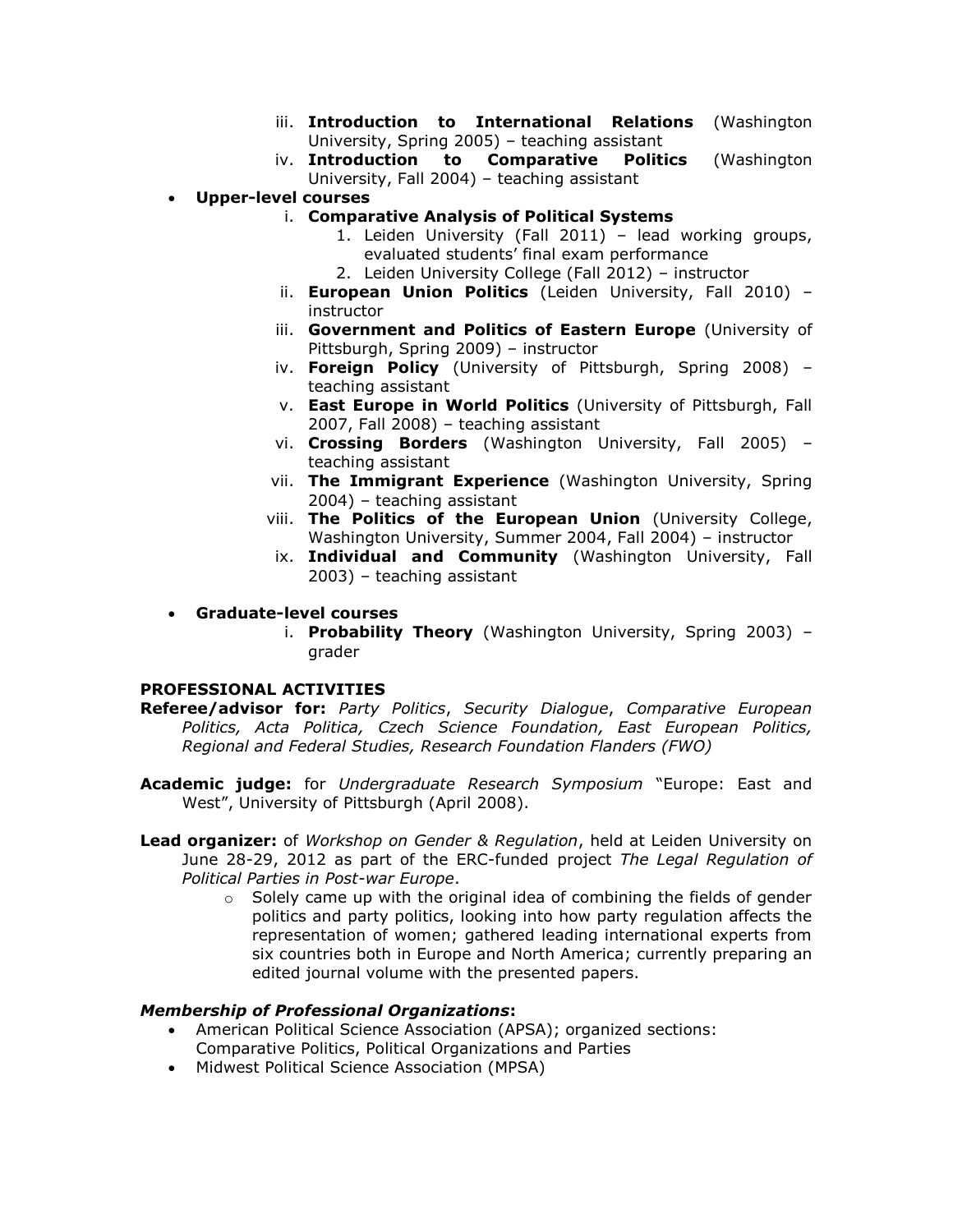iii. **Introduction to International Relations** (Washington University, Spring 2005) – teaching assistant
    iv. **Introduction to Comparative Politics** (Washington University, Fall 2004) – teaching assistant

- **Upper-level courses**
    i. **Comparative Analysis of Political Systems**
        1. Leiden University (Fall 2011) – lead working groups, evaluated students' final exam performance
        2. Leiden University College (Fall 2012) – instructor
    ii. **European Union Politics** (Leiden University, Fall 2010) – instructor
    iii. **Government and Politics of Eastern Europe** (University of Pittsburgh, Spring 2009) – instructor
    iv. **Foreign Policy** (University of Pittsburgh, Spring 2008) – teaching assistant
    v. **East Europe in World Politics** (University of Pittsburgh, Fall 2007, Fall 2008) – teaching assistant
    vi. **Crossing Borders** (Washington University, Fall 2005) – teaching assistant
    vii. **The Immigrant Experience** (Washington University, Spring 2004) – teaching assistant
    viii. **The Politics of the European Union** (University College, Washington University, Summer 2004, Fall 2004) – instructor
    ix. **Individual and Community** (Washington University, Fall 2003) – teaching assistant

- **Graduate-level courses**
    i. **Probability Theory** (Washington University, Spring 2003) – grader

**PROFESSIONAL ACTIVITIES**

**Referee/advisor for:** *Party Politics*, *Security Dialogue*, *Comparative European Politics, Acta Politica, Czech Science Foundation, East European Politics, Regional and Federal Studies, Research Foundation Flanders (FWO)*

**Academic judge:** for *Undergraduate Research Symposium* "Europe: East and West", University of Pittsburgh (April 2008).

**Lead organizer:** of *Workshop on Gender & Regulation*, held at Leiden University on June 28-29, 2012 as part of the ERC-funded project *The Legal Regulation of Political Parties in Post-war Europe*.

- Solely came up with the original idea of combining the fields of gender politics and party politics, looking into how party regulation affects the representation of women; gathered leading international experts from six countries both in Europe and North America; currently preparing an edited journal volume with the presented papers.

***Membership of Professional Organizations*:**

- American Political Science Association (APSA); organized sections: Comparative Politics, Political Organizations and Parties
- Midwest Political Science Association (MPSA)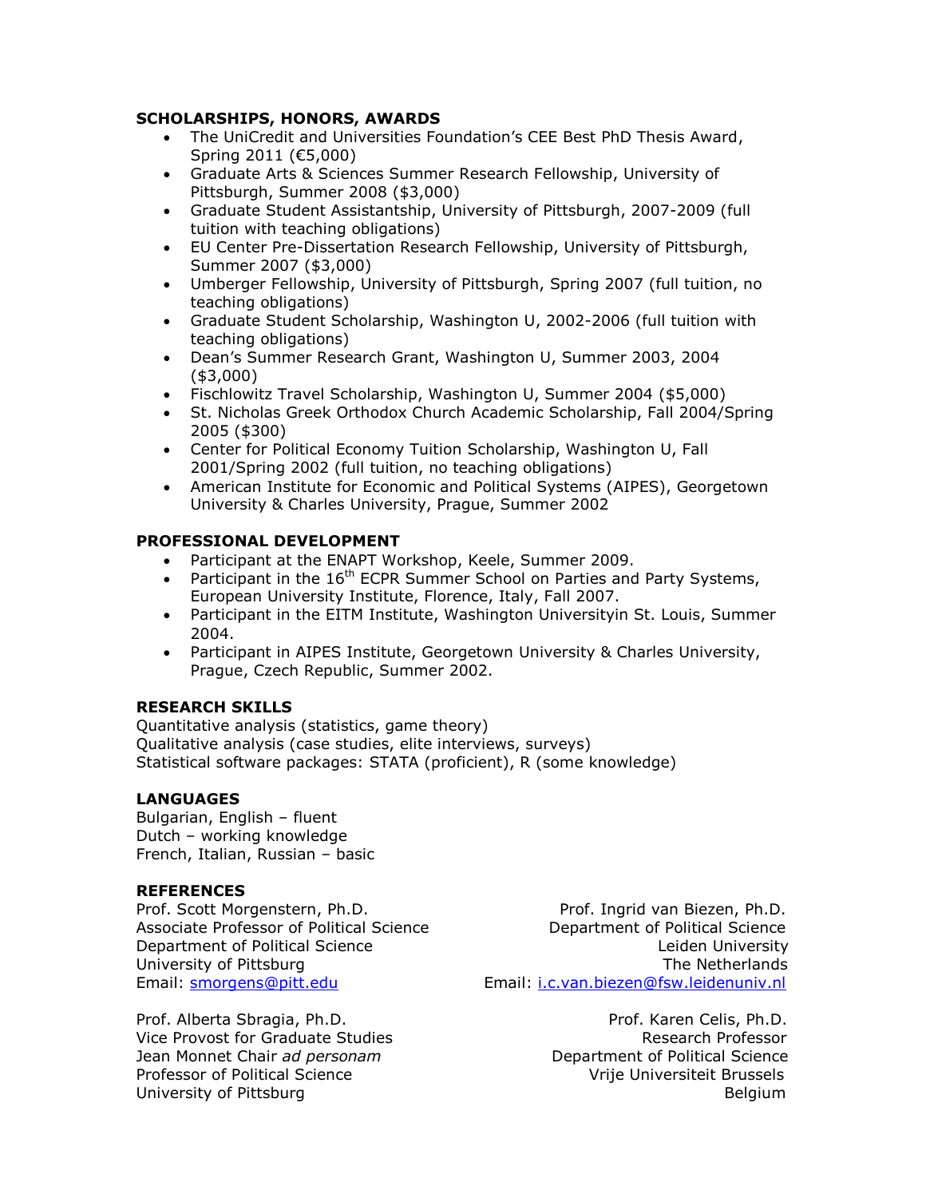## SCHOLARSHIPS, HONORS, AWARDS

- The UniCredit and Universities Foundation's CEE Best PhD Thesis Award, Spring 2011 (€5,000)
- Graduate Arts & Sciences Summer Research Fellowship, University of Pittsburgh, Summer 2008 ($3,000)
- Graduate Student Assistantship, University of Pittsburgh, 2007-2009 (full tuition with teaching obligations)
- EU Center Pre-Dissertation Research Fellowship, University of Pittsburgh, Summer 2007 ($3,000)
- Umberger Fellowship, University of Pittsburgh, Spring 2007 (full tuition, no teaching obligations)
- Graduate Student Scholarship, Washington U, 2002-2006 (full tuition with teaching obligations)
- Dean's Summer Research Grant, Washington U, Summer 2003, 2004 ($3,000)
- Fischlowitz Travel Scholarship, Washington U, Summer 2004 ($5,000)
- St. Nicholas Greek Orthodox Church Academic Scholarship, Fall 2004/Spring 2005 ($300)
- Center for Political Economy Tuition Scholarship, Washington U, Fall 2001/Spring 2002 (full tuition, no teaching obligations)
- American Institute for Economic and Political Systems (AIPES), Georgetown University & Charles University, Prague, Summer 2002

## PROFESSIONAL DEVELOPMENT

- Participant at the ENAPT Workshop, Keele, Summer 2009.
- Participant in the 16th ECPR Summer School on Parties and Party Systems, European University Institute, Florence, Italy, Fall 2007.
- Participant in the EITM Institute, Washington Universityin St. Louis, Summer 2004.
- Participant in AIPES Institute, Georgetown University & Charles University, Prague, Czech Republic, Summer 2002.

## RESEARCH SKILLS

Quantitative analysis (statistics, game theory)
Qualitative analysis (case studies, elite interviews, surveys)
Statistical software packages: STATA (proficient), R (some knowledge)

## LANGUAGES

Bulgarian, English – fluent
Dutch – working knowledge
French, Italian, Russian – basic

## REFERENCES

Prof. Scott Morgenstern, Ph.D.
Associate Professor of Political Science
Department of Political Science
University of Pittsburg
Email: smorgens@pitt.edu

Prof. Ingrid van Biezen, Ph.D.
Department of Political Science
Leiden University
The Netherlands
Email: i.c.van.biezen@fsw.leidenuniv.nl

Prof. Alberta Sbragia, Ph.D.
Vice Provost for Graduate Studies
Jean Monnet Chair *ad personam*
Professor of Political Science
University of Pittsburg

Prof. Karen Celis, Ph.D.
Research Professor
Department of Political Science
Vrije Universiteit Brussels
Belgium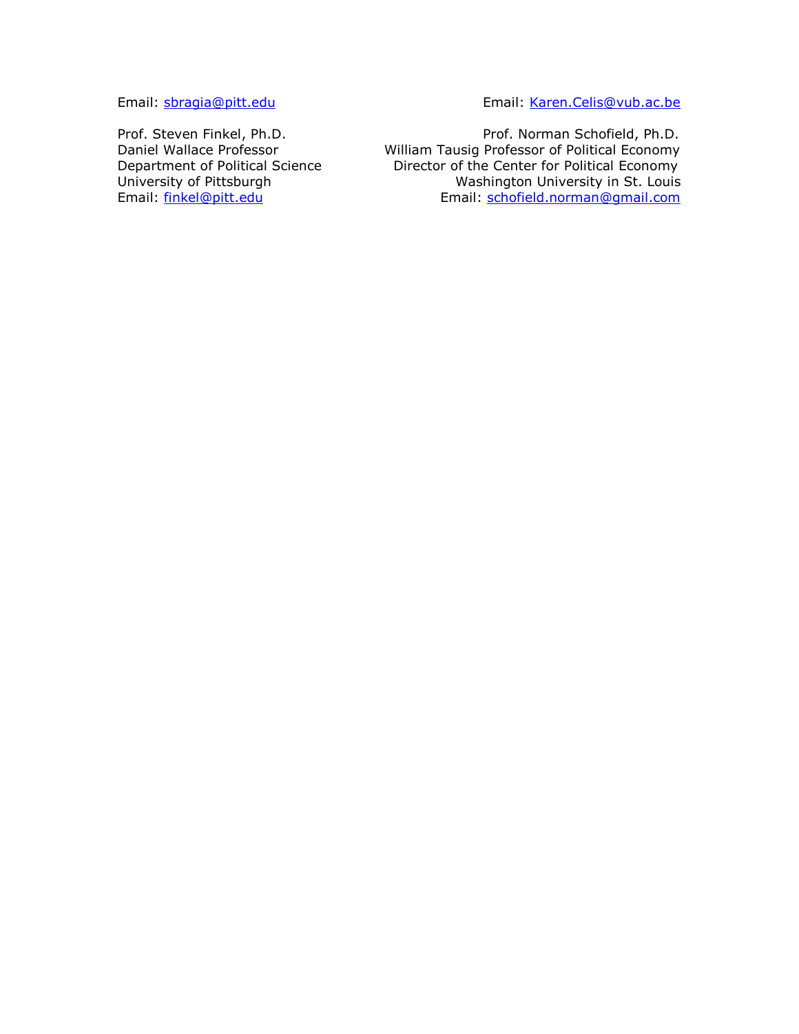Email: sbragia@pitt.edu

Email: Karen.Celis@vub.ac.be

Prof. Steven Finkel, Ph.D.
Daniel Wallace Professor
Department of Political Science
University of Pittsburgh
Email: finkel@pitt.edu

Prof. Norman Schofield, Ph.D.
William Tausig Professor of Political Economy
Director of the Center for Political Economy
Washington University in St. Louis
Email: schofield.norman@gmail.com